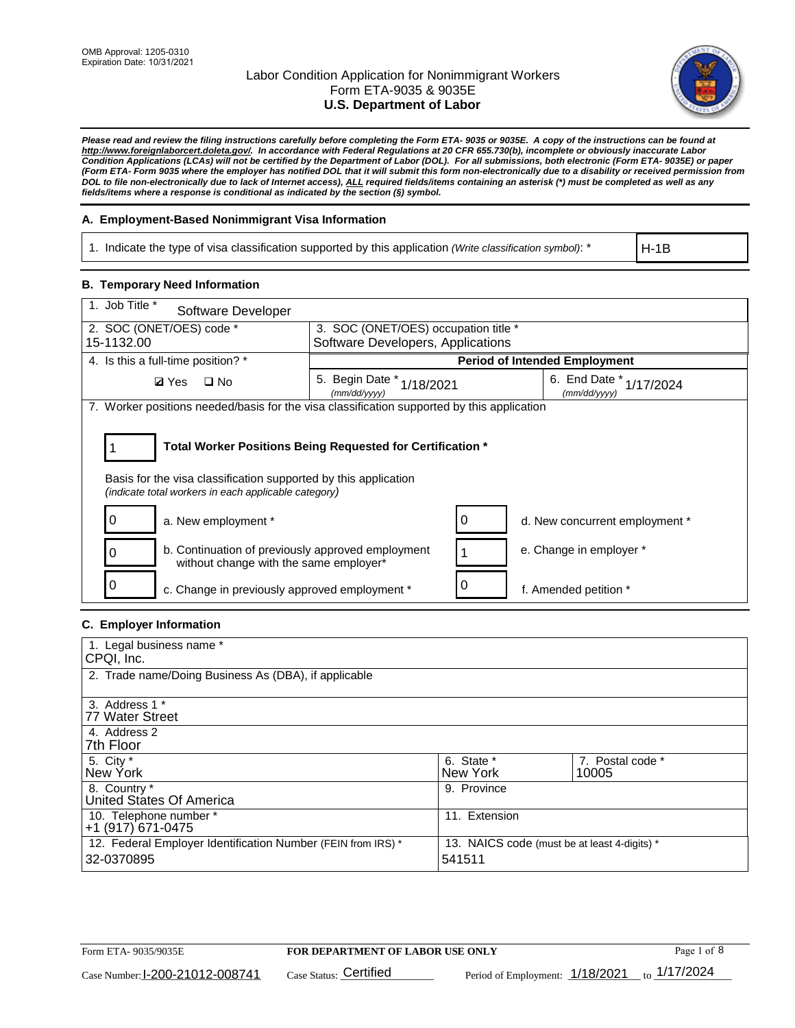OMB Approval: 1205-0310
Expiration Date: 10/31/2021

# Labor Condition Application for Nonimmigrant Workers
## Form ETA-9035 & 9035E
## U.S. Department of Labor

***Please read and review the filing instructions carefully before completing the Form ETA- 9035 or 9035E. A copy of the instructions can be found at http://www.foreignlaborcert.doleta.gov/. In accordance with Federal Regulations at 20 CFR 655.730(b), incomplete or obviously inaccurate Labor Condition Applications (LCAs) will not be certified by the Department of Labor (DOL). For all submissions, both electronic (Form ETA- 9035E) or paper (Form ETA- Form 9035 where the employer has notified DOL that it will submit this form non-electronically due to a disability or received permission from DOL to file non-electronically due to lack of Internet access), ALL required fields/items containing an asterisk (*) must be completed as well as any fields/items where a response is conditional as indicated by the section (§) symbol.***

### A. Employment-Based Nonimmigrant Visa Information

| 1. Indicate the type of visa classification supported by this application *(Write classification symbol)*: * | H-1B |
|---|---|

### B. Temporary Need Information

| 1. Job Title * Software Developer | | |
|---|---|---|
| 2. SOC (ONET/OES) code * 15-1132.00 | 3. SOC (ONET/OES) occupation title * Software Developers, Applications | |
| 4. Is this a full-time position? * | Period of Intended Employment | |
| ☑ Yes ☐ No | 5. Begin Date * (mm/dd/yyyy) 1/18/2021 | 6. End Date * (mm/dd/yyyy) 1/17/2024 |

7. Worker positions needed/basis for the visa classification supported by this application

**1 — Total Worker Positions Being Requested for Certification ***

Basis for the visa classification supported by this application
*(indicate total workers in each applicable category)*

| Count | Category | Count | Category |
|---|---|---|---|
| 0 | a. New employment * | 0 | d. New concurrent employment * |
| 0 | b. Continuation of previously approved employment without change with the same employer* | 1 | e. Change in employer * |
| 0 | c. Change in previously approved employment * | 0 | f. Amended petition * |

### C. Employer Information

| 1. Legal business name * CPQI, Inc. | | |
|---|---|---|
| 2. Trade name/Doing Business As (DBA), if applicable | | |
| 3. Address 1 * 77 Water Street | | |
| 4. Address 2 7th Floor | | |
| 5. City * New York | 6. State * New York | 7. Postal code * 10005 |
| 8. Country * United States Of America | 9. Province | |
| 10. Telephone number * +1 (917) 671-0475 | 11. Extension | |
| 12. Federal Employer Identification Number (FEIN from IRS) * 32-0370895 | 13. NAICS code (must be at least 4-digits) * 541511 | |

Form ETA- 9035/9035E — **FOR DEPARTMENT OF LABOR USE ONLY**

Case Number: I-200-21012-008741 Case Status: Certified Period of Employment: 1/18/2021 to 1/17/2024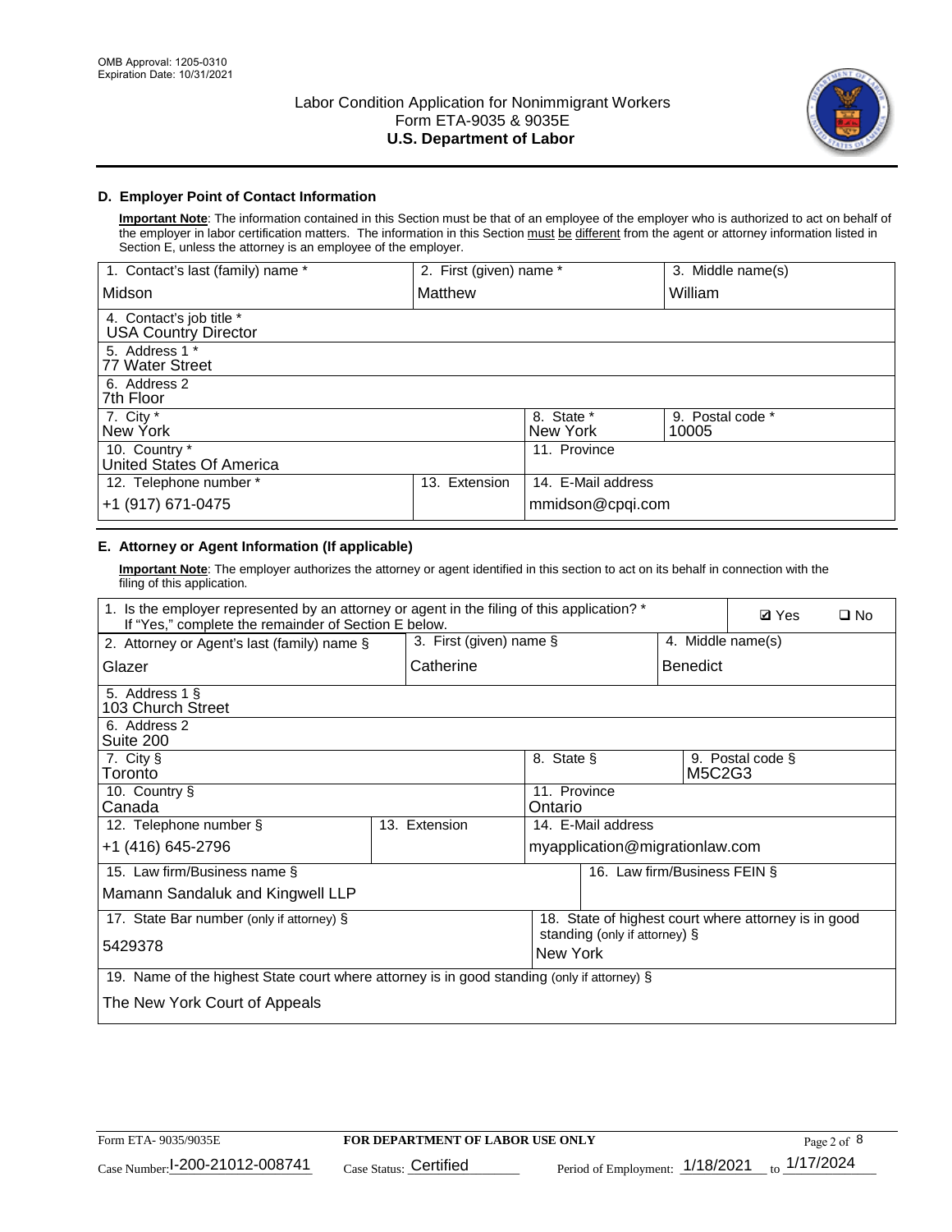## D. Employer Point of Contact Information

**Important Note**: The information contained in this Section must be that of an employee of the employer who is authorized to act on behalf of the employer in labor certification matters. The information in this Section must be different from the agent or attorney information listed in Section E, unless the attorney is an employee of the employer.

| 1. Contact's last (family) name * | 2. First (given) name * | 3. Middle name(s) |
|---|---|---|
| Midson | Matthew | William |
| 4. Contact's job title * USA Country Director | | |
| 5. Address 1 * 77 Water Street | | |
| 6. Address 2 7th Floor | | |
| 7. City * New York | 8. State * New York | 9. Postal code * 10005 |
| 10. Country * United States Of America | 11. Province | |
| 12. Telephone number * +1 (917) 671-0475 | 13. Extension | 14. E-Mail address mmidson@cpqi.com |

## E. Attorney or Agent Information (If applicable)

**Important Note**: The employer authorizes the attorney or agent identified in this section to act on its behalf in connection with the filing of this application.

| 1. Is the employer represented by an attorney or agent in the filing of this application? * If "Yes," complete the remainder of Section E below. | | ☑ Yes ☐ No |
|---|---|---|
| 2. Attorney or Agent's last (family) name § | 3. First (given) name § | 4. Middle name(s) |
| Glazer | Catherine | Benedict |
| 5. Address 1 § 103 Church Street | | |
| 6. Address 2 Suite 200 | | |
| 7. City § Toronto | 8. State § | 9. Postal code § M5C2G3 |
| 10. Country § Canada | 11. Province Ontario | |
| 12. Telephone number § +1 (416) 645-2796 | 13. Extension | 14. E-Mail address myapplication@migrationlaw.com |
| 15. Law firm/Business name § Mamann Sandaluk and Kingwell LLP | | 16. Law firm/Business FEIN § |
| 17. State Bar number (only if attorney) § 5429378 | | 18. State of highest court where attorney is in good standing (only if attorney) § New York |
| 19. Name of the highest State court where attorney is in good standing (only if attorney) § The New York Court of Appeals | | |

Form ETA- 9035/9035E | FOR DEPARTMENT OF LABOR USE ONLY

Case Number: I-200-21012-008741 Case Status: Certified Period of Employment: 1/18/2021 to 1/17/2024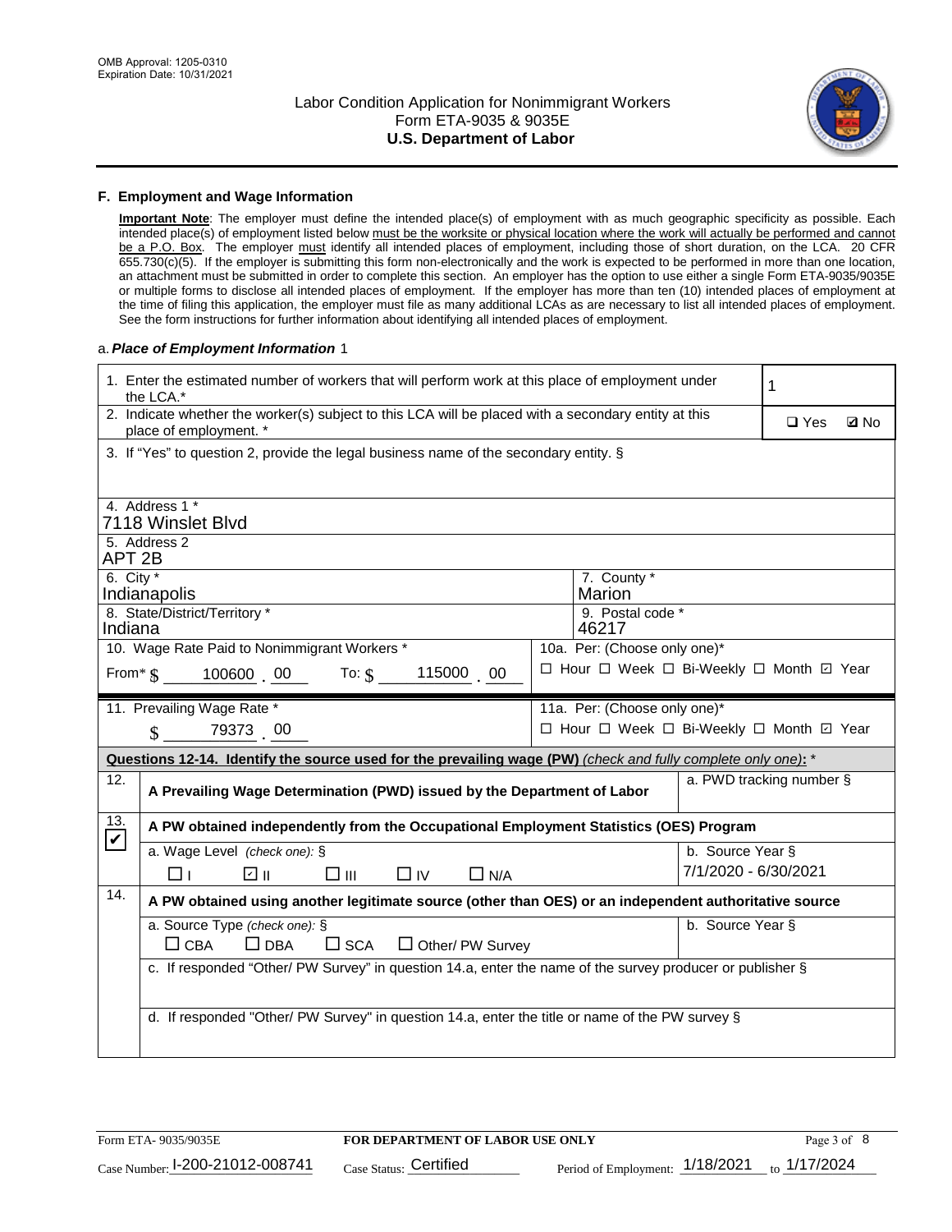## F. Employment and Wage Information

**Important Note**: The employer must define the intended place(s) of employment with as much geographic specificity as possible. Each intended place(s) of employment listed below must be the worksite or physical location where the work will actually be performed and cannot be a P.O. Box. The employer must identify all intended places of employment, including those of short duration, on the LCA. 20 CFR 655.730(c)(5). If the employer is submitting this form non-electronically and the work is expected to be performed in more than one location, an attachment must be submitted in order to complete this section. An employer has the option to use either a single Form ETA-9035/9035E or multiple forms to disclose all intended places of employment. If the employer has more than ten (10) intended places of employment at the time of filing this application, the employer must file as many additional LCAs as are necessary to list all intended places of employment. See the form instructions for further information about identifying all intended places of employment.

a. ***Place of Employment Information*** 1

| | |
|---|---|
| 1. Enter the estimated number of workers that will perform work at this place of employment under the LCA.* | 1 |
| 2. Indicate whether the worker(s) subject to this LCA will be placed with a secondary entity at this place of employment. * | ☐ Yes ☑ No |
| 3. If "Yes" to question 2, provide the legal business name of the secondary entity. § | |
| 4. Address 1 * 7118 Winslet Blvd | |
| 5. Address 2 APT 2B | |
| 6. City * Indianapolis | 7. County * Marion |
| 8. State/District/Territory * Indiana | 9. Postal code * 46217 |
| 10. Wage Rate Paid to Nonimmigrant Workers * From* $ 100600 . 00 To: $ 115000 . 00 | 10a. Per: (Choose only one)* ☐ Hour ☐ Week ☐ Bi-Weekly ☐ Month ☑ Year |
| 11. Prevailing Wage Rate * $ 79373 . 00 | 11a. Per: (Choose only one)* ☐ Hour ☐ Week ☐ Bi-Weekly ☐ Month ☑ Year |

**Questions 12-14. Identify the source used for the prevailing wage (PW)** *(check and fully complete only one)*: *

| | | |
|---|---|---|
| 12. | **A Prevailing Wage Determination (PWD) issued by the Department of Labor** | a. PWD tracking number § |
| 13. ☑ | **A PW obtained independently from the Occupational Employment Statistics (OES) Program** | |
| | a. Wage Level *(check one)*: § ☐ I ☑ II ☐ III ☐ IV ☐ N/A | b. Source Year § 7/1/2020 - 6/30/2021 |
| 14. | **A PW obtained using another legitimate source (other than OES) or an independent authoritative source** | |
| | a. Source Type *(check one)*: § ☐ CBA ☐ DBA ☐ SCA ☐ Other/ PW Survey | b. Source Year § |
| | c. If responded "Other/ PW Survey" in question 14.a, enter the name of the survey producer or publisher § | |
| | d. If responded "Other/ PW Survey" in question 14.a, enter the title or name of the PW survey § | |

Form ETA- 9035/9035E — **FOR DEPARTMENT OF LABOR USE ONLY**

Case Number: I-200-21012-008741 Case Status: Certified Period of Employment: 1/18/2021 to 1/17/2024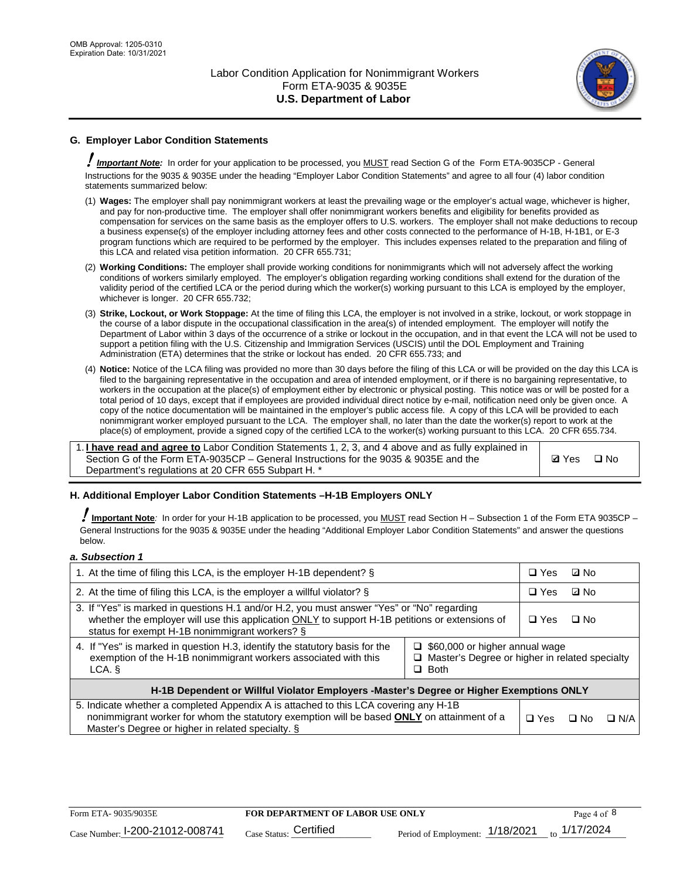## G. Employer Labor Condition Statements

***Important Note:*** In order for your application to be processed, you MUST read Section G of the Form ETA-9035CP - General Instructions for the 9035 & 9035E under the heading "Employer Labor Condition Statements" and agree to all four (4) labor condition statements summarized below:

(1) **Wages:** The employer shall pay nonimmigrant workers at least the prevailing wage or the employer's actual wage, whichever is higher, and pay for non-productive time. The employer shall offer nonimmigrant workers benefits and eligibility for benefits provided as compensation for services on the same basis as the employer offers to U.S. workers. The employer shall not make deductions to recoup a business expense(s) of the employer including attorney fees and other costs connected to the performance of H-1B, H-1B1, or E-3 program functions which are required to be performed by the employer. This includes expenses related to the preparation and filing of this LCA and related visa petition information. 20 CFR 655.731;

(2) **Working Conditions:** The employer shall provide working conditions for nonimmigrants which will not adversely affect the working conditions of workers similarly employed. The employer's obligation regarding working conditions shall extend for the duration of the validity period of the certified LCA or the period during which the worker(s) working pursuant to this LCA is employed by the employer, whichever is longer. 20 CFR 655.732;

(3) **Strike, Lockout, or Work Stoppage:** At the time of filing this LCA, the employer is not involved in a strike, lockout, or work stoppage in the course of a labor dispute in the occupational classification in the area(s) of intended employment. The employer will notify the Department of Labor within 3 days of the occurrence of a strike or lockout in the occupation, and in that event the LCA will not be used to support a petition filing with the U.S. Citizenship and Immigration Services (USCIS) until the DOL Employment and Training Administration (ETA) determines that the strike or lockout has ended. 20 CFR 655.733; and

(4) **Notice:** Notice of the LCA filing was provided no more than 30 days before the filing of this LCA or will be provided on the day this LCA is filed to the bargaining representative in the occupation and area of intended employment, or if there is no bargaining representative, to workers in the occupation at the place(s) of employment either by electronic or physical posting. This notice was or will be posted for a total period of 10 days, except that if employees are provided individual direct notice by e-mail, notification need only be given once. A copy of the notice documentation will be maintained in the employer's public access file. A copy of this LCA will be provided to each nonimmigrant worker employed pursuant to the LCA. The employer shall, no later than the date the worker(s) report to work at the place(s) of employment, provide a signed copy of the certified LCA to the worker(s) working pursuant to this LCA. 20 CFR 655.734.

| | |
|---|---|
| 1. **I have read and agree to** Labor Condition Statements 1, 2, 3, and 4 above and as fully explained in Section G of the Form ETA-9035CP – General Instructions for the 9035 & 9035E and the Department's regulations at 20 CFR 655 Subpart H. * | ☑ Yes ☐ No |

## H. Additional Employer Labor Condition Statements –H-1B Employers ONLY

**Important Note**: In order for your H-1B application to be processed, you MUST read Section H – Subsection 1 of the Form ETA 9035CP – General Instructions for the 9035 & 9035E under the heading "Additional Employer Labor Condition Statements" and answer the questions below.

### *a. Subsection 1*

| | | |
|---|---|---|
| 1. At the time of filing this LCA, is the employer H-1B dependent? § | | ☐ Yes ☑ No |
| 2. At the time of filing this LCA, is the employer a willful violator? § | | ☐ Yes ☑ No |
| 3. If "Yes" is marked in questions H.1 and/or H.2, you must answer "Yes" or "No" regarding whether the employer will use this application ONLY to support H-1B petitions or extensions of status for exempt H-1B nonimmigrant workers? § | | ☐ Yes ☐ No |
| 4. If "Yes" is marked in question H.3, identify the statutory basis for the exemption of the H-1B nonimmigrant workers associated with this LCA. § | ☐ \$60,000 or higher annual wage<br>☐ Master's Degree or higher in related specialty<br>☐ Both | |
| **H-1B Dependent or Willful Violator Employers -Master's Degree or Higher Exemptions ONLY** | | |
| 5. Indicate whether a completed Appendix A is attached to this LCA covering any H-1B nonimmigrant worker for whom the statutory exemption will be based **ONLY** on attainment of a Master's Degree or higher in related specialty. § | | ☐ Yes ☐ No ☐ N/A |

Form ETA- 9035/9035E | **FOR DEPARTMENT OF LABOR USE ONLY** | Case Number: I-200-21012-008741 | Case Status: Certified | Period of Employment: 1/18/2021 to 1/17/2024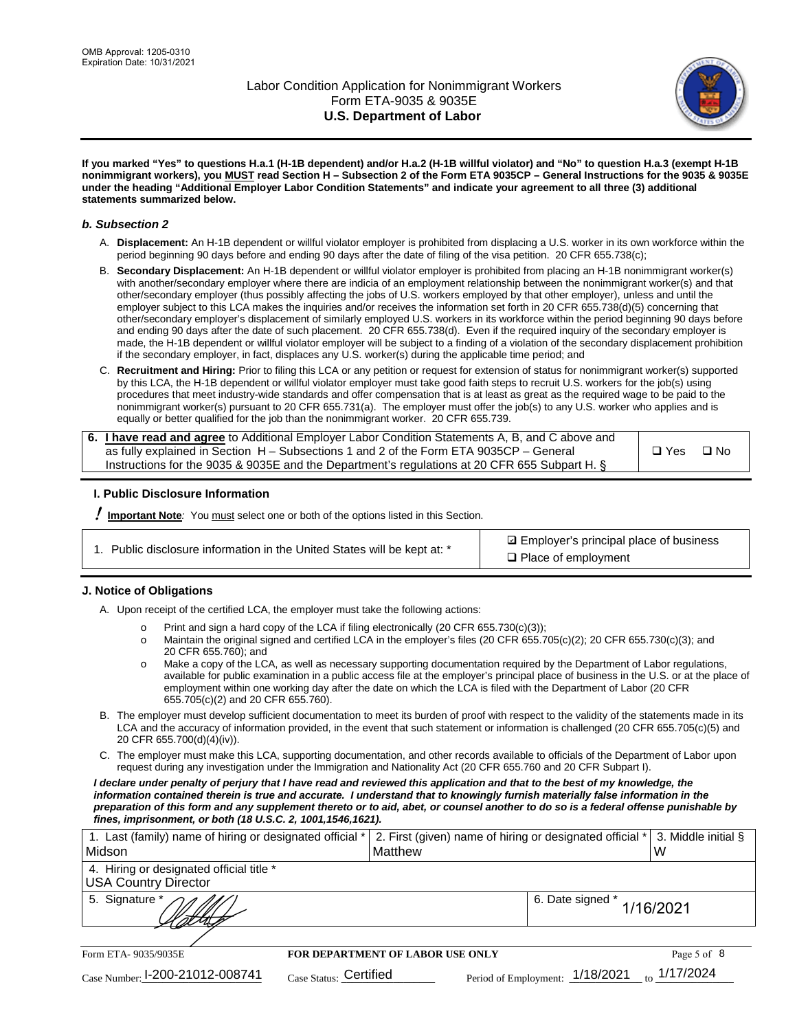If you marked "Yes" to questions H.a.1 (H-1B dependent) and/or H.a.2 (H-1B willful violator) and "No" to question H.a.3 (exempt H-1B nonimmigrant workers), you MUST read Section H – Subsection 2 of the Form ETA 9035CP – General Instructions for the 9035 & 9035E under the heading "Additional Employer Labor Condition Statements" and indicate your agreement to all three (3) additional statements summarized below.

### b. Subsection 2

A. **Displacement:** An H-1B dependent or willful violator employer is prohibited from displacing a U.S. worker in its own workforce within the period beginning 90 days before and ending 90 days after the date of filing of the visa petition. 20 CFR 655.738(c);

B. **Secondary Displacement:** An H-1B dependent or willful violator employer is prohibited from placing an H-1B nonimmigrant worker(s) with another/secondary employer where there are indicia of an employment relationship between the nonimmigrant worker(s) and that other/secondary employer (thus possibly affecting the jobs of U.S. workers employed by that other employer), unless and until the employer subject to this LCA makes the inquiries and/or receives the information set forth in 20 CFR 655.738(d)(5) concerning that other/secondary employer's displacement of similarly employed U.S. workers in its workforce within the period beginning 90 days before and ending 90 days after the date of such placement. 20 CFR 655.738(d). Even if the required inquiry of the secondary employer is made, the H-1B dependent or willful violator employer will be subject to a finding of a violation of the secondary displacement prohibition if the secondary employer, in fact, displaces any U.S. worker(s) during the applicable time period; and

C. **Recruitment and Hiring:** Prior to filing this LCA or any petition or request for extension of status for nonimmigrant worker(s) supported by this LCA, the H-1B dependent or willful violator employer must take good faith steps to recruit U.S. workers for the job(s) using procedures that meet industry-wide standards and offer compensation that is at least as great as the required wage to be paid to the nonimmigrant worker(s) pursuant to 20 CFR 655.731(a). The employer must offer the job(s) to any U.S. worker who applies and is equally or better qualified for the job than the nonimmigrant worker. 20 CFR 655.739.

| 6. **I have read and agree** to Additional Employer Labor Condition Statements A, B, and C above and as fully explained in Section H – Subsections 1 and 2 of the Form ETA 9035CP – General Instructions for the 9035 & 9035E and the Department's regulations at 20 CFR 655 Subpart H. § | ☐ Yes ☐ No |
|---|---|

### I. Public Disclosure Information

**! Important Note**: You must select one or both of the options listed in this Section.

| 1. Public disclosure information in the United States will be kept at: * | ☑ Employer's principal place of business<br>☐ Place of employment |
|---|---|

### J. Notice of Obligations

A. Upon receipt of the certified LCA, the employer must take the following actions:

- o Print and sign a hard copy of the LCA if filing electronically (20 CFR 655.730(c)(3));
- o Maintain the original signed and certified LCA in the employer's files (20 CFR 655.705(c)(2); 20 CFR 655.730(c)(3); and 20 CFR 655.760); and
- o Make a copy of the LCA, as well as necessary supporting documentation required by the Department of Labor regulations, available for public examination in a public access file at the employer's principal place of business in the U.S. or at the place of employment within one working day after the date on which the LCA is filed with the Department of Labor (20 CFR 655.705(c)(2) and 20 CFR 655.760).

B. The employer must develop sufficient documentation to meet its burden of proof with respect to the validity of the statements made in its LCA and the accuracy of information provided, in the event that such statement or information is challenged (20 CFR 655.705(c)(5) and 20 CFR 655.700(d)(4)(iv)).

C. The employer must make this LCA, supporting documentation, and other records available to officials of the Department of Labor upon request during any investigation under the Immigration and Nationality Act (20 CFR 655.760 and 20 CFR Subpart I).

***I declare under penalty of perjury that I have read and reviewed this application and that to the best of my knowledge, the information contained therein is true and accurate. I understand that to knowingly furnish materially false information in the preparation of this form and any supplement thereto or to aid, abet, or counsel another to do so is a federal offense punishable by fines, imprisonment, or both (18 U.S.C. 2, 1001,1546,1621).***

| 1. Last (family) name of hiring or designated official * Midson | 2. First (given) name of hiring or designated official * Matthew | | 3. Middle initial § W |
|---|---|---|---|
| 4. Hiring or designated official title * USA Country Director | | | |
| 5. Signature * | | 6. Date signed * 1/16/2021 | |

Form ETA- 9035/9035E — **FOR DEPARTMENT OF LABOR USE ONLY**

Case Number: I-200-21012-008741 Case Status: Certified Period of Employment: 1/18/2021 to 1/17/2024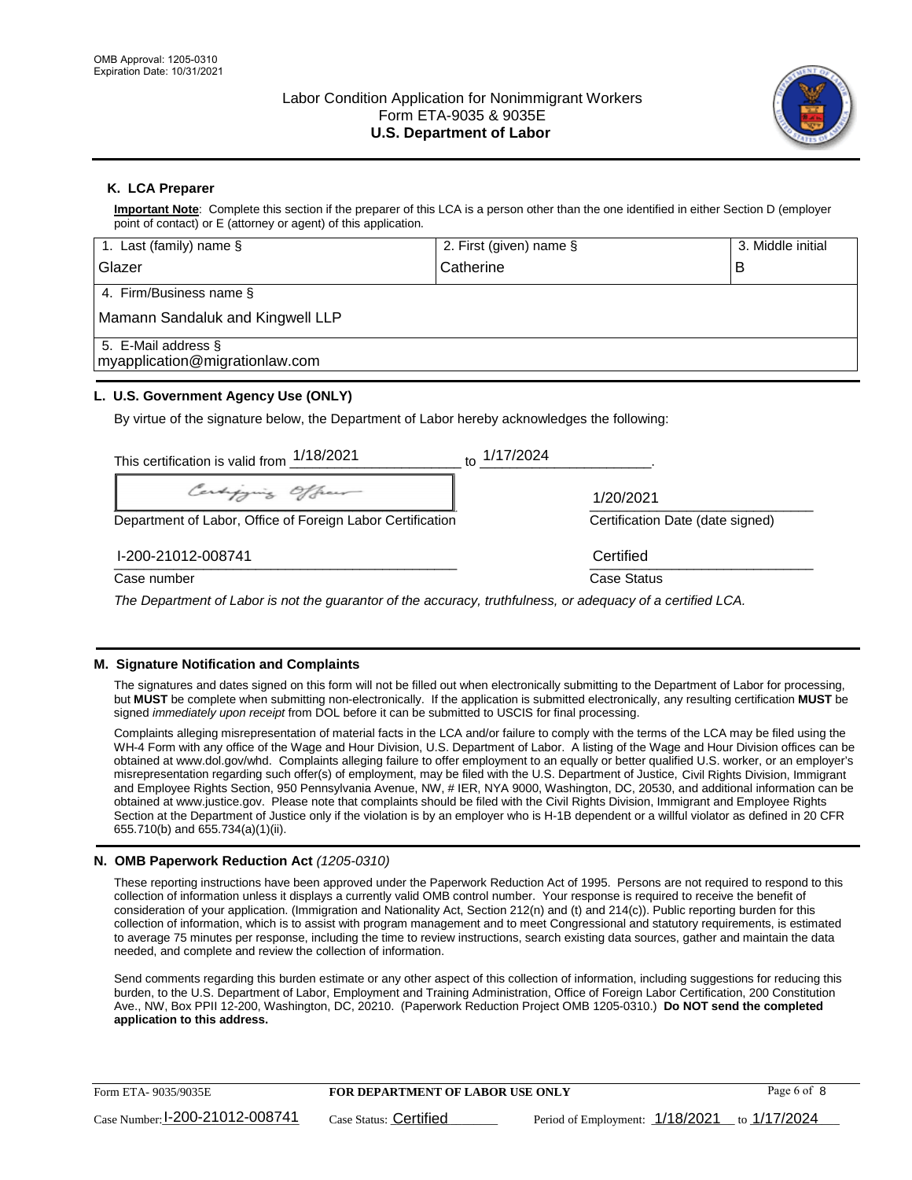OMB Approval: 1205-0310
Expiration Date: 10/31/2021

# Labor Condition Application for Nonimmigrant Workers
## Form ETA-9035 & 9035E
## U.S. Department of Labor

### K. LCA Preparer

**Important Note**: Complete this section if the preparer of this LCA is a person other than the one identified in either Section D (employer point of contact) or E (attorney or agent) of this application.

| 1. Last (family) name § | 2. First (given) name § | 3. Middle initial |
|---|---|---|
| Glazer | Catherine | B |
| 4. Firm/Business name § | | |
| Mamann Sandaluk and Kingwell LLP | | |
| 5. E-Mail address § | | |
| myapplication@migrationlaw.com | | |

### L. U.S. Government Agency Use (ONLY)

By virtue of the signature below, the Department of Labor hereby acknowledges the following:

This certification is valid from 1/18/2021 to 1/17/2024.

Certifying Officer

Department of Labor, Office of Foreign Labor Certification

1/20/2021
Certification Date (date signed)

I-200-21012-008741
Case number

Certified
Case Status

*The Department of Labor is not the guarantor of the accuracy, truthfulness, or adequacy of a certified LCA.*

### M. Signature Notification and Complaints

The signatures and dates signed on this form will not be filled out when electronically submitting to the Department of Labor for processing, but **MUST** be complete when submitting non-electronically. If the application is submitted electronically, any resulting certification **MUST** be signed *immediately upon receipt* from DOL before it can be submitted to USCIS for final processing.

Complaints alleging misrepresentation of material facts in the LCA and/or failure to comply with the terms of the LCA may be filed using the WH-4 Form with any office of the Wage and Hour Division, U.S. Department of Labor. A listing of the Wage and Hour Division offices can be obtained at www.dol.gov/whd. Complaints alleging failure to offer employment to an equally or better qualified U.S. worker, or an employer's misrepresentation regarding such offer(s) of employment, may be filed with the U.S. Department of Justice, Civil Rights Division, Immigrant and Employee Rights Section, 950 Pennsylvania Avenue, NW, # IER, NYA 9000, Washington, DC, 20530, and additional information can be obtained at www.justice.gov. Please note that complaints should be filed with the Civil Rights Division, Immigrant and Employee Rights Section at the Department of Justice only if the violation is by an employer who is H-1B dependent or a willful violator as defined in 20 CFR 655.710(b) and 655.734(a)(1)(ii).

### N. OMB Paperwork Reduction Act *(1205-0310)*

These reporting instructions have been approved under the Paperwork Reduction Act of 1995. Persons are not required to respond to this collection of information unless it displays a currently valid OMB control number. Your response is required to receive the benefit of consideration of your application. (Immigration and Nationality Act, Section 212(n) and (t) and 214(c)). Public reporting burden for this collection of information, which is to assist with program management and to meet Congressional and statutory requirements, is estimated to average 75 minutes per response, including the time to review instructions, search existing data sources, gather and maintain the data needed, and complete and review the collection of information.

Send comments regarding this burden estimate or any other aspect of this collection of information, including suggestions for reducing this burden, to the U.S. Department of Labor, Employment and Training Administration, Office of Foreign Labor Certification, 200 Constitution Ave., NW, Box PPII 12-200, Washington, DC, 20210. (Paperwork Reduction Project OMB 1205-0310.) **Do NOT send the completed application to this address.**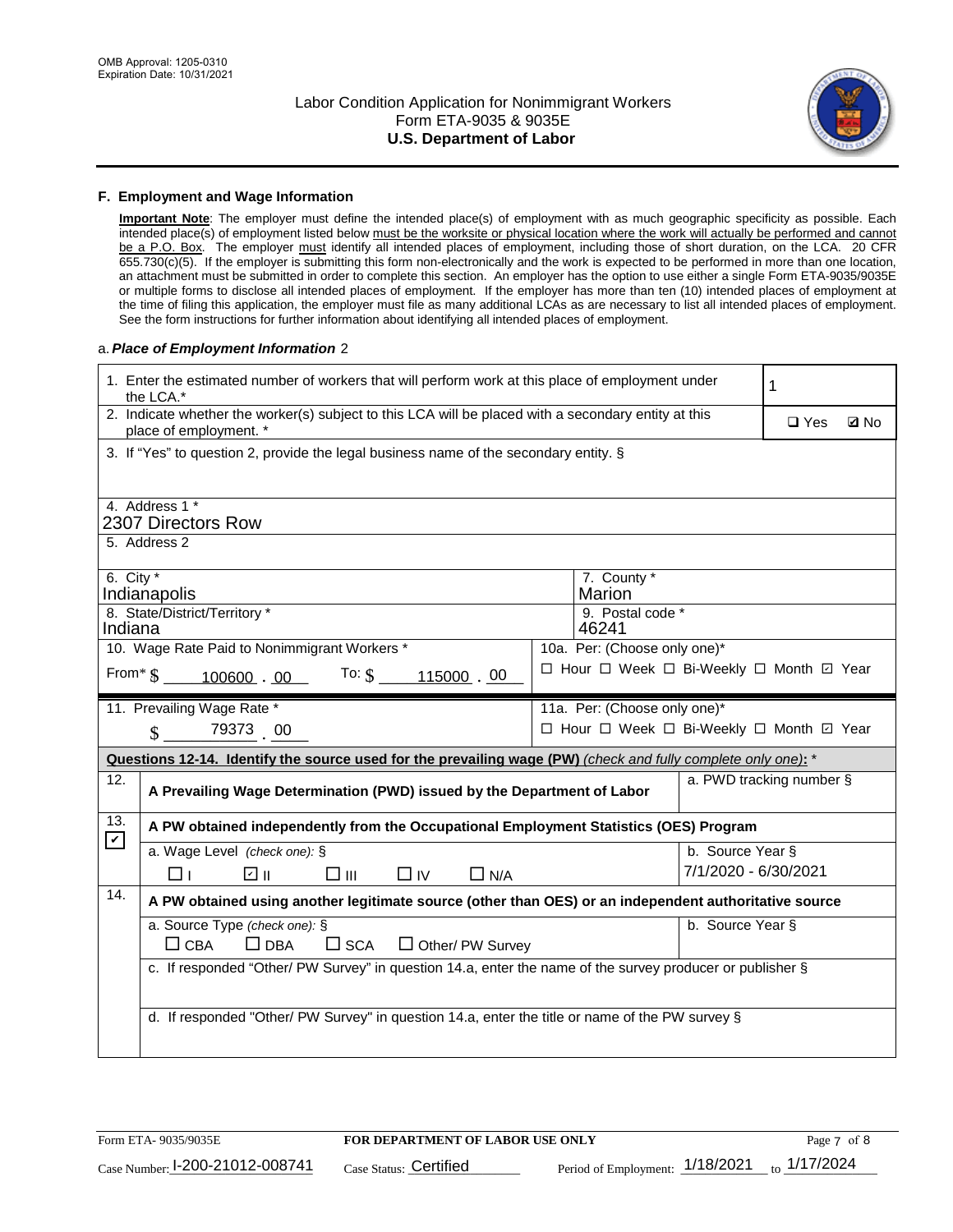OMB Approval: 1205-0310
Expiration Date: 10/31/2021

# Labor Condition Application for Nonimmigrant Workers
## Form ETA-9035 & 9035E
## U.S. Department of Labor

### F. Employment and Wage Information

**Important Note**: The employer must define the intended place(s) of employment with as much geographic specificity as possible. Each intended place(s) of employment listed below must be the worksite or physical location where the work will actually be performed and cannot be a P.O. Box. The employer must identify all intended places of employment, including those of short duration, on the LCA. 20 CFR 655.730(c)(5). If the employer is submitting this form non-electronically and the work is expected to be performed in more than one location, an attachment must be submitted in order to complete this section. An employer has the option to use either a single Form ETA-9035/9035E or multiple forms to disclose all intended places of employment. If the employer has more than ten (10) intended places of employment at the time of filing this application, the employer must file as many additional LCAs as are necessary to list all intended places of employment. See the form instructions for further information about identifying all intended places of employment.

a. ***Place of Employment Information*** 2

| | |
|---|---|
| 1. Enter the estimated number of workers that will perform work at this place of employment under the LCA.* | 1 |
| 2. Indicate whether the worker(s) subject to this LCA will be placed with a secondary entity at this place of employment. * | ☐ Yes ☑ No |
| 3. If "Yes" to question 2, provide the legal business name of the secondary entity. § | |
| 4. Address 1 * 2307 Directors Row | |
| 5. Address 2 | |
| 6. City * Indianapolis | 7. County * Marion |
| 8. State/District/Territory * Indiana | 9. Postal code * 46241 |
| 10. Wage Rate Paid to Nonimmigrant Workers * From* $ 100600 . 00 To: $ 115000 . 00 | 10a. Per: (Choose only one)* ☐ Hour ☐ Week ☐ Bi-Weekly ☐ Month ☑ Year |
| 11. Prevailing Wage Rate * $ 79373 . 00 | 11a. Per: (Choose only one)* ☐ Hour ☐ Week ☐ Bi-Weekly ☐ Month ☑ Year |

**Questions 12-14. Identify the source used for the prevailing wage (PW)** *(check and fully complete only one)*: *

| | | |
|---|---|---|
| 12. ☐ | **A Prevailing Wage Determination (PWD) issued by the Department of Labor** | a. PWD tracking number § |
| 13. ☑ | **A PW obtained independently from the Occupational Employment Statistics (OES) Program** | |
| | a. Wage Level *(check one)*: § ☐ I ☑ II ☐ III ☐ IV ☐ N/A | b. Source Year § 7/1/2020 - 6/30/2021 |
| 14. ☐ | **A PW obtained using another legitimate source (other than OES) or an independent authoritative source** | |
| | a. Source Type *(check one)*: § ☐ CBA ☐ DBA ☐ SCA ☐ Other/ PW Survey | b. Source Year § |
| | c. If responded "Other/ PW Survey" in question 14.a, enter the name of the survey producer or publisher § | |
| | d. If responded "Other/ PW Survey" in question 14.a, enter the title or name of the PW survey § | |

Form ETA- 9035/9035E | FOR DEPARTMENT OF LABOR USE ONLY | Case Number: I-200-21012-008741 | Case Status: Certified | Period of Employment: 1/18/2021 to 1/17/2024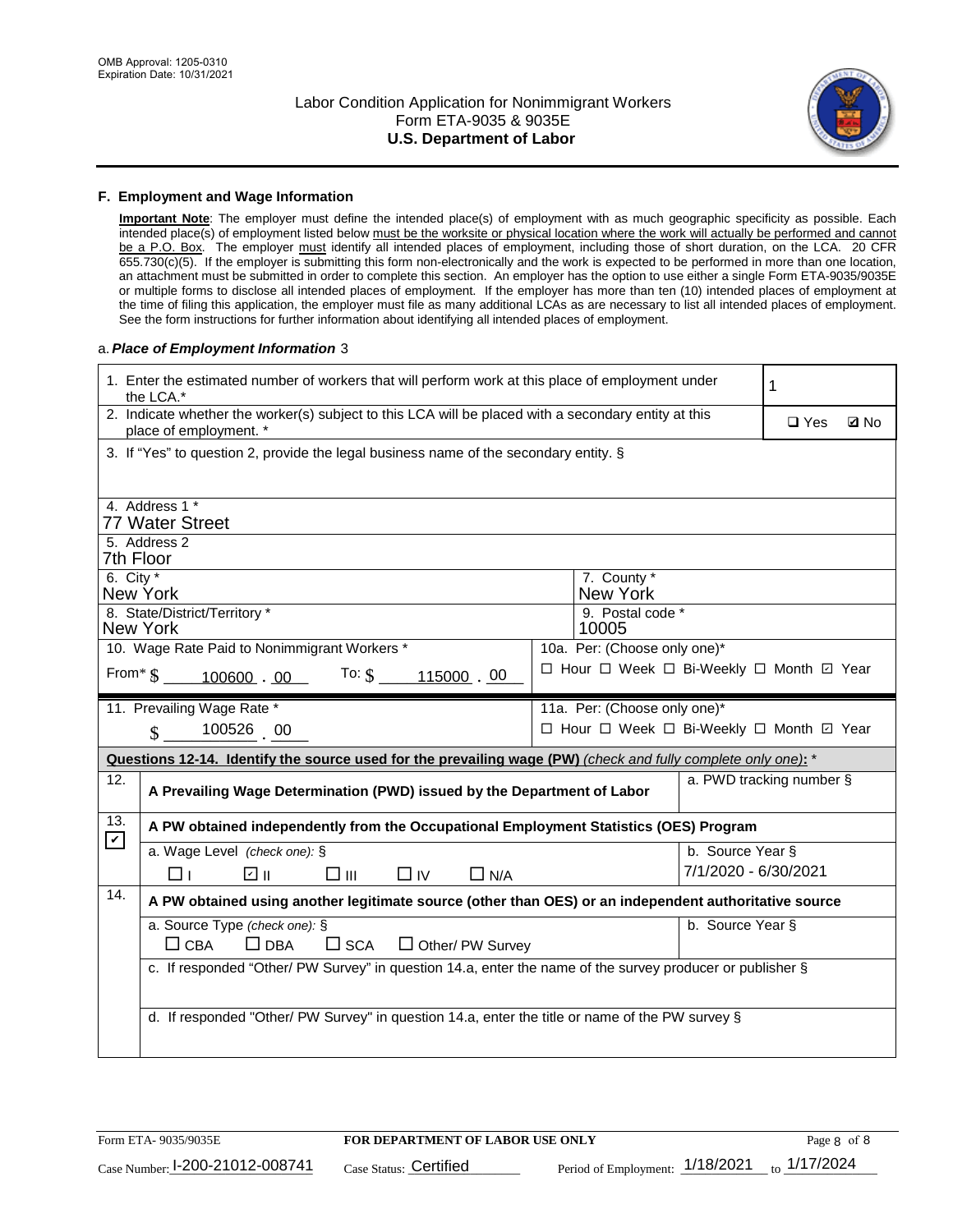## F. Employment and Wage Information

**Important Note**: The employer must define the intended place(s) of employment with as much geographic specificity as possible. Each intended place(s) of employment listed below must be the worksite or physical location where the work will actually be performed and cannot be a P.O. Box. The employer must identify all intended places of employment, including those of short duration, on the LCA. 20 CFR 655.730(c)(5). If the employer is submitting this form non-electronically and the work is expected to be performed in more than one location, an attachment must be submitted in order to complete this section. An employer has the option to use either a single Form ETA-9035/9035E or multiple forms to disclose all intended places of employment. If the employer has more than ten (10) intended places of employment at the time of filing this application, the employer must file as many additional LCAs as are necessary to list all intended places of employment. See the form instructions for further information about identifying all intended places of employment.

a. ***Place of Employment Information*** 3

1. Enter the estimated number of workers that will perform work at this place of employment under the LCA.* **1**

2. Indicate whether the worker(s) subject to this LCA will be placed with a secondary entity at this place of employment. * ☐ Yes ☑ No

3. If "Yes" to question 2, provide the legal business name of the secondary entity. §

4. Address 1 *
77 Water Street

5. Address 2
7th Floor

6. City *
New York

7. County *
New York

8. State/District/Territory *
New York

9. Postal code *
10005

10. Wage Rate Paid to Nonimmigrant Workers *
From* $ 100600 . 00 To: $ 115000 . 00

10a. Per: (Choose only one)*
☐ Hour ☐ Week ☐ Bi-Weekly ☐ Month ☑ Year

11. Prevailing Wage Rate *
$ 100526 . 00

11a. Per: (Choose only one)*
☐ Hour ☐ Week ☐ Bi-Weekly ☐ Month ☑ Year

**Questions 12-14. Identify the source used for the prevailing wage (PW)** *(check and fully complete only one)*: *

12. **A Prevailing Wage Determination (PWD) issued by the Department of Labor**
a. PWD tracking number §

13. ☑ **A PW obtained independently from the Occupational Employment Statistics (OES) Program**
a. Wage Level *(check one)*: § ☐ I ☑ II ☐ III ☐ IV ☐ N/A
b. Source Year § 7/1/2020 - 6/30/2021

14. **A PW obtained using another legitimate source (other than OES) or an independent authoritative source**
a. Source Type *(check one)*: § ☐ CBA ☐ DBA ☐ SCA ☐ Other/ PW Survey
b. Source Year §
c. If responded "Other/ PW Survey" in question 14.a, enter the name of the survey producer or publisher §
d. If responded "Other/ PW Survey" in question 14.a, enter the title or name of the PW survey §

Form ETA- 9035/9035E **FOR DEPARTMENT OF LABOR USE ONLY**

Case Number: I-200-21012-008741 Case Status: Certified Period of Employment: 1/18/2021 to 1/17/2024